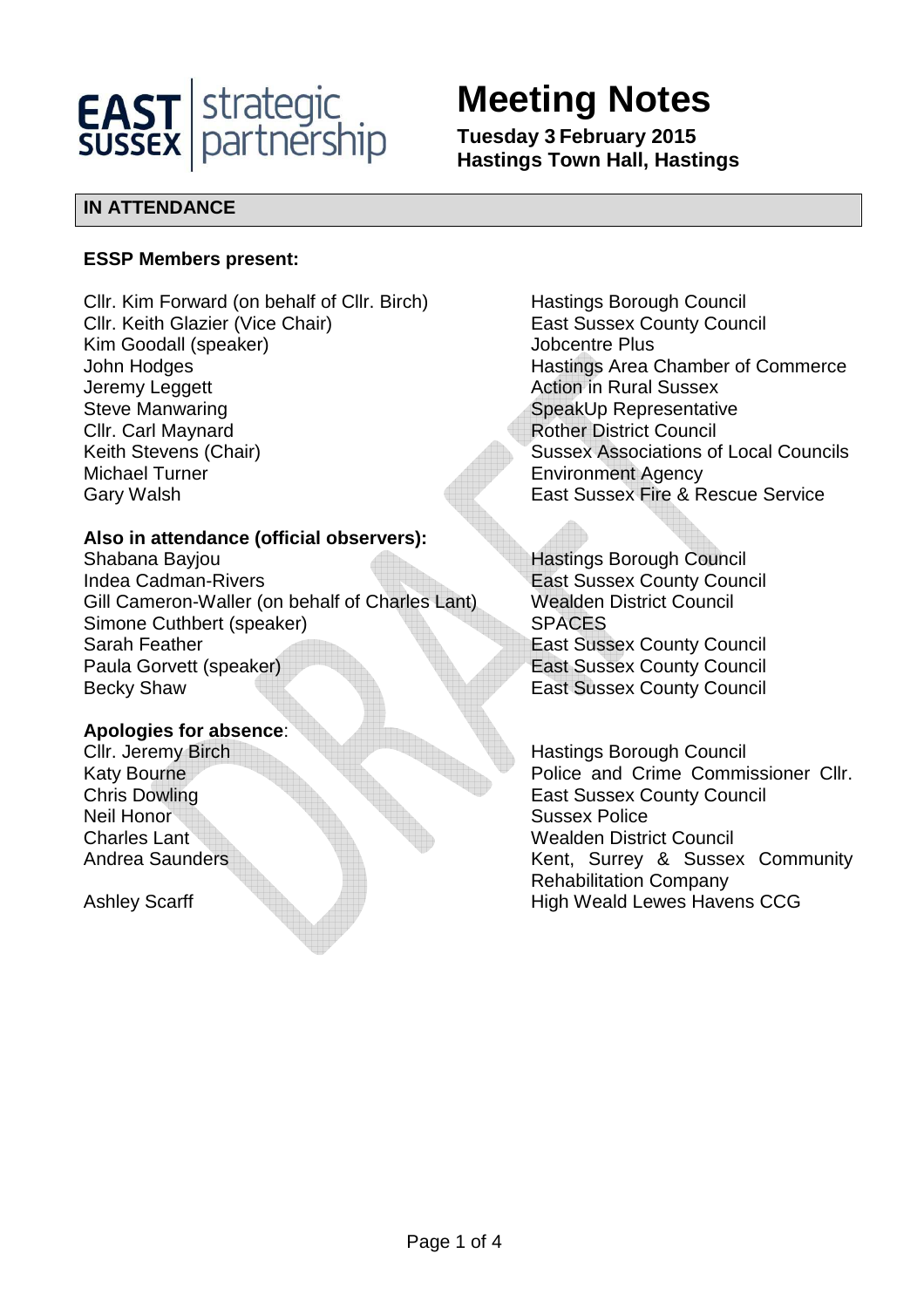# Meeting Notes

**Tuesday 3 February 2015**
**Hastings Town Hall, Hastings**

## IN ATTENDANCE

**ESSP Members present:**

| | |
|---|---|
| Cllr. Kim Forward (on behalf of Cllr. Birch) | Hastings Borough Council |
| Cllr. Keith Glazier (Vice Chair) | East Sussex County Council |
| Kim Goodall (speaker) | Jobcentre Plus |
| John Hodges | Hastings Area Chamber of Commerce |
| Jeremy Leggett | Action in Rural Sussex |
| Steve Manwaring | SpeakUp Representative |
| Cllr. Carl Maynard | Rother District Council |
| Keith Stevens (Chair) | Sussex Associations of Local Councils |
| Michael Turner | Environment Agency |
| Gary Walsh | East Sussex Fire & Rescue Service |

**Also in attendance (official observers):**

| | |
|---|---|
| Shabana Bayjou | Hastings Borough Council |
| Indea Cadman-Rivers | East Sussex County Council |
| Gill Cameron-Waller (on behalf of Charles Lant) | Wealden District Council |
| Simone Cuthbert (speaker) | SPACES |
| Sarah Feather | East Sussex County Council |
| Paula Gorvett (speaker) | East Sussex County Council |
| Becky Shaw | East Sussex County Council |

**Apologies for absence**:

| | |
|---|---|
| Cllr. Jeremy Birch | Hastings Borough Council |
| Katy Bourne | Police and Crime Commissioner Cllr. |
| Chris Dowling | East Sussex County Council |
| Neil Honor | Sussex Police |
| Charles Lant | Wealden District Council |
| Andrea Saunders | Kent, Surrey & Sussex Community Rehabilitation Company |
| Ashley Scarff | High Weald Lewes Havens CCG |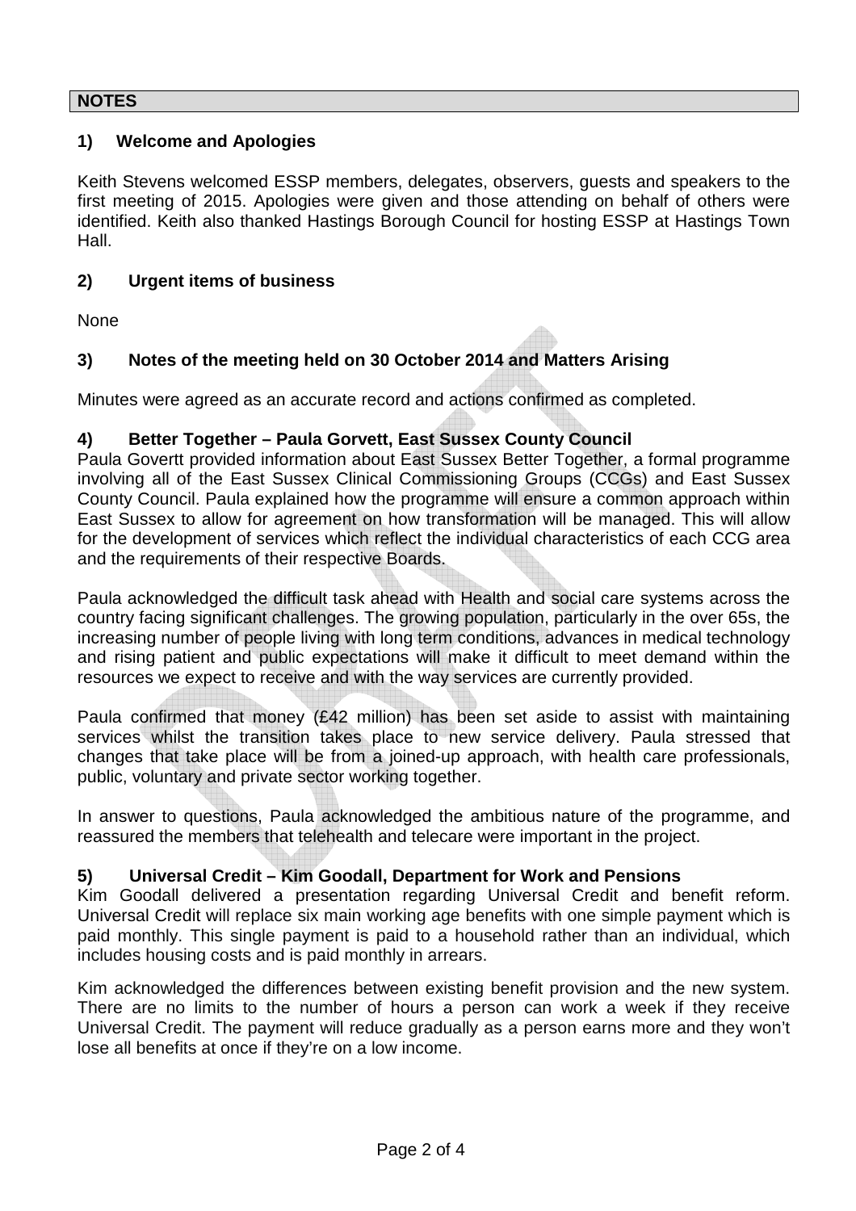**NOTES**

## 1) Welcome and Apologies

Keith Stevens welcomed ESSP members, delegates, observers, guests and speakers to the first meeting of 2015. Apologies were given and those attending on behalf of others were identified. Keith also thanked Hastings Borough Council for hosting ESSP at Hastings Town Hall.

## 2) Urgent items of business

None

## 3) Notes of the meeting held on 30 October 2014 and Matters Arising

Minutes were agreed as an accurate record and actions confirmed as completed.

## 4) Better Together – Paula Gorvett, East Sussex County Council

Paula Govertt provided information about East Sussex Better Together, a formal programme involving all of the East Sussex Clinical Commissioning Groups (CCGs) and East Sussex County Council. Paula explained how the programme will ensure a common approach within East Sussex to allow for agreement on how transformation will be managed. This will allow for the development of services which reflect the individual characteristics of each CCG area and the requirements of their respective Boards.

Paula acknowledged the difficult task ahead with Health and social care systems across the country facing significant challenges. The growing population, particularly in the over 65s, the increasing number of people living with long term conditions, advances in medical technology and rising patient and public expectations will make it difficult to meet demand within the resources we expect to receive and with the way services are currently provided.

Paula confirmed that money (£42 million) has been set aside to assist with maintaining services whilst the transition takes place to new service delivery. Paula stressed that changes that take place will be from a joined-up approach, with health care professionals, public, voluntary and private sector working together.

In answer to questions, Paula acknowledged the ambitious nature of the programme, and reassured the members that telehealth and telecare were important in the project.

## 5) Universal Credit – Kim Goodall, Department for Work and Pensions

Kim Goodall delivered a presentation regarding Universal Credit and benefit reform. Universal Credit will replace six main working age benefits with one simple payment which is paid monthly. This single payment is paid to a household rather than an individual, which includes housing costs and is paid monthly in arrears.

Kim acknowledged the differences between existing benefit provision and the new system. There are no limits to the number of hours a person can work a week if they receive Universal Credit. The payment will reduce gradually as a person earns more and they won't lose all benefits at once if they're on a low income.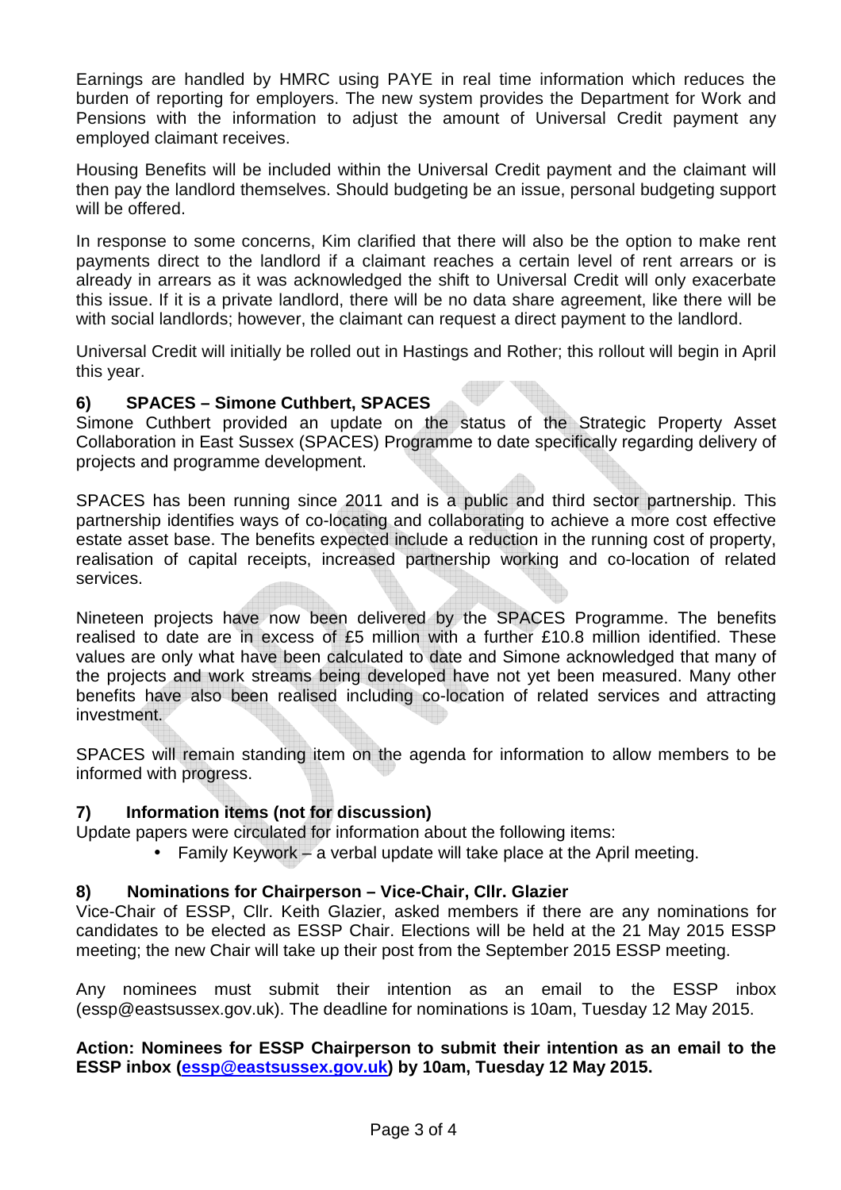Earnings are handled by HMRC using PAYE in real time information which reduces the burden of reporting for employers. The new system provides the Department for Work and Pensions with the information to adjust the amount of Universal Credit payment any employed claimant receives.

Housing Benefits will be included within the Universal Credit payment and the claimant will then pay the landlord themselves. Should budgeting be an issue, personal budgeting support will be offered.

In response to some concerns, Kim clarified that there will also be the option to make rent payments direct to the landlord if a claimant reaches a certain level of rent arrears or is already in arrears as it was acknowledged the shift to Universal Credit will only exacerbate this issue. If it is a private landlord, there will be no data share agreement, like there will be with social landlords; however, the claimant can request a direct payment to the landlord.

Universal Credit will initially be rolled out in Hastings and Rother; this rollout will begin in April this year.

### 6) SPACES – Simone Cuthbert, SPACES

Simone Cuthbert provided an update on the status of the Strategic Property Asset Collaboration in East Sussex (SPACES) Programme to date specifically regarding delivery of projects and programme development.

SPACES has been running since 2011 and is a public and third sector partnership. This partnership identifies ways of co-locating and collaborating to achieve a more cost effective estate asset base. The benefits expected include a reduction in the running cost of property, realisation of capital receipts, increased partnership working and co-location of related services.

Nineteen projects have now been delivered by the SPACES Programme. The benefits realised to date are in excess of £5 million with a further £10.8 million identified. These values are only what have been calculated to date and Simone acknowledged that many of the projects and work streams being developed have not yet been measured. Many other benefits have also been realised including co-location of related services and attracting investment.

SPACES will remain standing item on the agenda for information to allow members to be informed with progress.

### 7) Information items (not for discussion)

Update papers were circulated for information about the following items:

- Family Keywork – a verbal update will take place at the April meeting.

### 8) Nominations for Chairperson – Vice-Chair, Cllr. Glazier

Vice-Chair of ESSP, Cllr. Keith Glazier, asked members if there are any nominations for candidates to be elected as ESSP Chair. Elections will be held at the 21 May 2015 ESSP meeting; the new Chair will take up their post from the September 2015 ESSP meeting.

Any nominees must submit their intention as an email to the ESSP inbox (essp@eastsussex.gov.uk). The deadline for nominations is 10am, Tuesday 12 May 2015.

**Action: Nominees for ESSP Chairperson to submit their intention as an email to the ESSP inbox (essp@eastsussex.gov.uk) by 10am, Tuesday 12 May 2015.**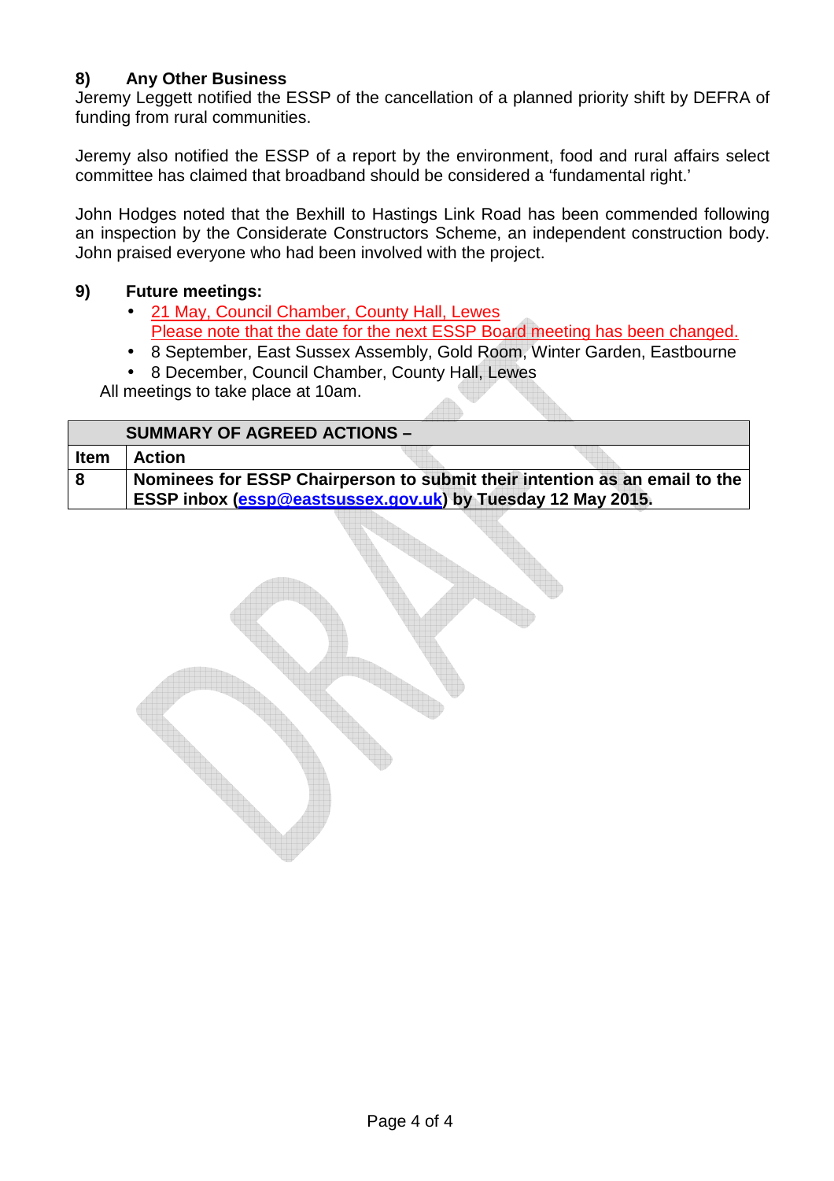## 8) Any Other Business

Jeremy Leggett notified the ESSP of the cancellation of a planned priority shift by DEFRA of funding from rural communities.

Jeremy also notified the ESSP of a report by the environment, food and rural affairs select committee has claimed that broadband should be considered a 'fundamental right.'

John Hodges noted that the Bexhill to Hastings Link Road has been commended following an inspection by the Considerate Constructors Scheme, an independent construction body. John praised everyone who had been involved with the project.

## 9) Future meetings:

- 21 May, Council Chamber, County Hall, Lewes
  Please note that the date for the next ESSP Board meeting has been changed.
- 8 September, East Sussex Assembly, Gold Room, Winter Garden, Eastbourne
- 8 December, Council Chamber, County Hall, Lewes

All meetings to take place at 10am.

| | |
|---|---|
| | **SUMMARY OF AGREED ACTIONS –** |
| **Item** | **Action** |
| **8** | **Nominees for ESSP Chairperson to submit their intention as an email to the ESSP inbox (essp@eastsussex.gov.uk) by Tuesday 12 May 2015.** |